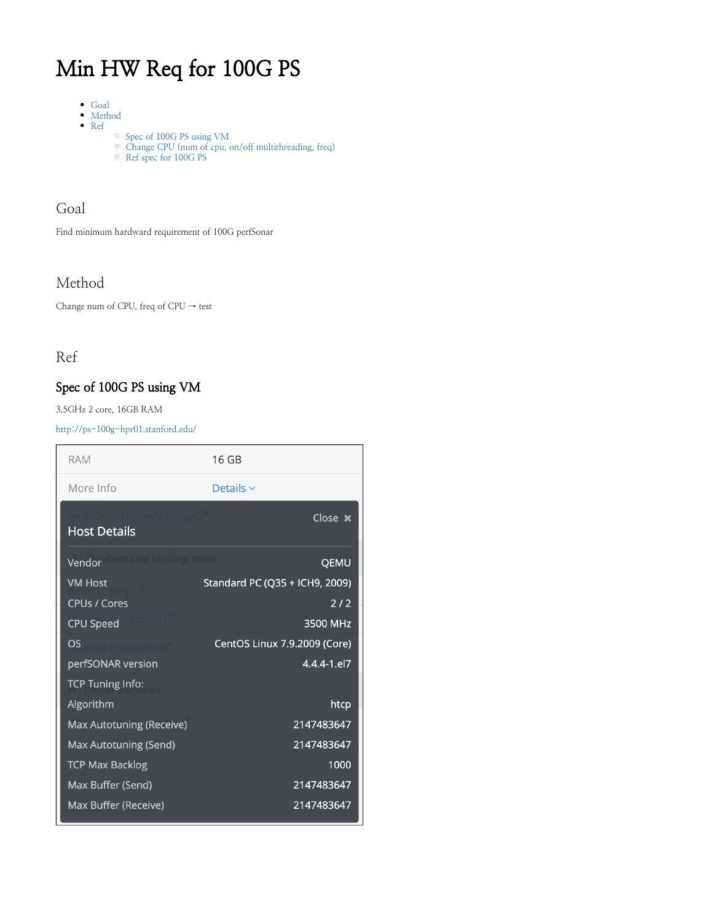# Min HW Req for 100G PS

- Goal
- Method
- Ref
  - Spec of 100G PS using VM
  - Change CPU (num of cpu, on/off multithreading, freq)
  - Ref spec for 100G PS

## Goal

Find minimum hardward requirement of 100G perfSonar

## Method

Change num of CPU, freq of CPU → test

## Ref

### Spec of 100G PS using VM

3.5GHz 2 core, 16GB RAM

http://ps-100g-hpr01.stanford.edu/

| | |
|---|---|
| RAM | 16 GB |
| More Info | Details |

**Host Details**

| | |
|---|---|
| Vendor | QEMU |
| VM Host | Standard PC (Q35 + ICH9, 2009) |
| CPUs / Cores | 2 / 2 |
| CPU Speed | 3500 MHz |
| OS | CentOS Linux 7.9.2009 (Core) |
| perfSONAR version | 4.4.4-1.el7 |
| TCP Tuning Info: | |
| Algorithm | htcp |
| Max Autotuning (Receive) | 2147483647 |
| Max Autotuning (Send) | 2147483647 |
| TCP Max Backlog | 1000 |
| Max Buffer (Send) | 2147483647 |
| Max Buffer (Receive) | 2147483647 |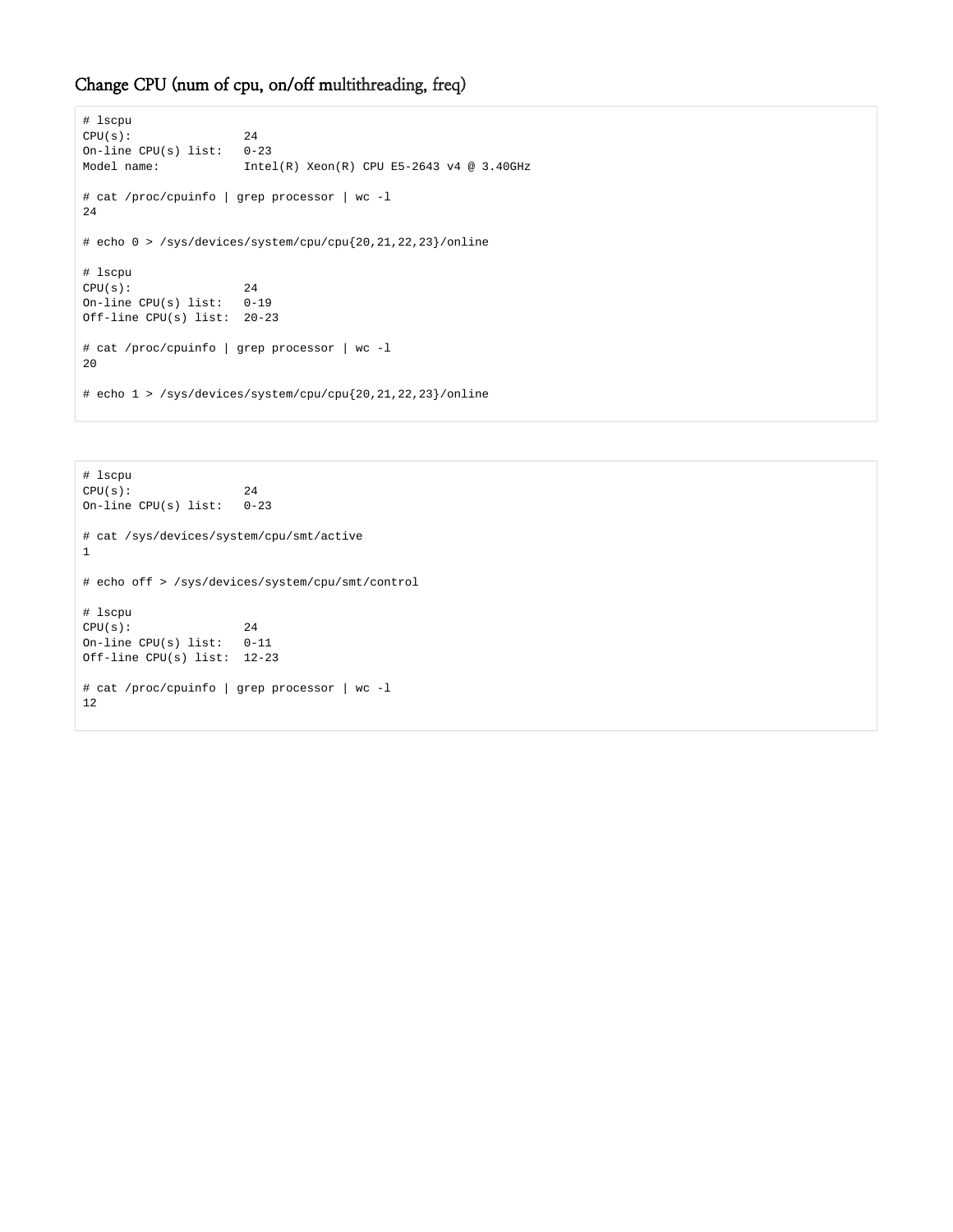## Change CPU (num of cpu, on/off multithreading, freq)

```
# lscpu
CPU(s):                24
On-line CPU(s) list:   0-23
Model name:            Intel(R) Xeon(R) CPU E5-2643 v4 @ 3.40GHz

# cat /proc/cpuinfo | grep processor | wc -l
24

# echo 0 > /sys/devices/system/cpu/cpu{20,21,22,23}/online

# lscpu
CPU(s):                24
On-line CPU(s) list:   0-19
Off-line CPU(s) list:  20-23

# cat /proc/cpuinfo | grep processor | wc -l
20

# echo 1 > /sys/devices/system/cpu/cpu{20,21,22,23}/online
```

```
# lscpu
CPU(s):                24
On-line CPU(s) list:   0-23

# cat /sys/devices/system/cpu/smt/active
1

# echo off > /sys/devices/system/cpu/smt/control

# lscpu
CPU(s):                24
On-line CPU(s) list:   0-11
Off-line CPU(s) list:  12-23

# cat /proc/cpuinfo | grep processor | wc -l
12
```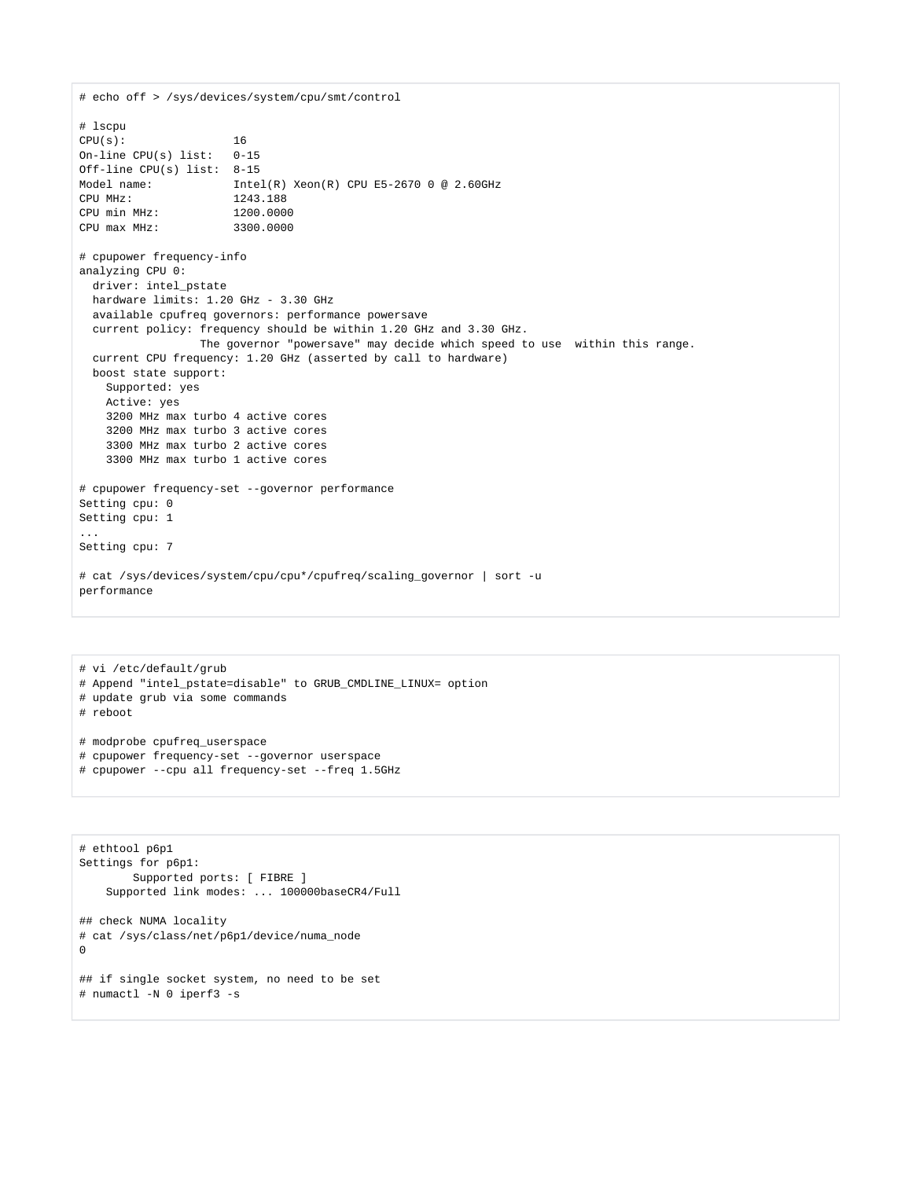```
# echo off > /sys/devices/system/cpu/smt/control

# lscpu
CPU(s):                16
On-line CPU(s) list:   0-15
Off-line CPU(s) list:  8-15
Model name:            Intel(R) Xeon(R) CPU E5-2670 0 @ 2.60GHz
CPU MHz:               1243.188
CPU min MHz:           1200.0000
CPU max MHz:           3300.0000

# cpupower frequency-info
analyzing CPU 0:
  driver: intel_pstate
  hardware limits: 1.20 GHz - 3.30 GHz
  available cpufreq governors: performance powersave
  current policy: frequency should be within 1.20 GHz and 3.30 GHz.
                  The governor "powersave" may decide which speed to use  within this range.
  current CPU frequency: 1.20 GHz (asserted by call to hardware)
  boost state support:
    Supported: yes
    Active: yes
    3200 MHz max turbo 4 active cores
    3200 MHz max turbo 3 active cores
    3300 MHz max turbo 2 active cores
    3300 MHz max turbo 1 active cores

# cpupower frequency-set --governor performance
Setting cpu: 0
Setting cpu: 1
...
Setting cpu: 7

# cat /sys/devices/system/cpu/cpu*/cpufreq/scaling_governor | sort -u
performance
```

```
# vi /etc/default/grub
# Append "intel_pstate=disable" to GRUB_CMDLINE_LINUX= option
# update grub via some commands
# reboot

# modprobe cpufreq_userspace
# cpupower frequency-set --governor userspace
# cpupower --cpu all frequency-set --freq 1.5GHz
```

```
# ethtool p6p1
Settings for p6p1:
        Supported ports: [ FIBRE ]
    Supported link modes: ... 100000baseCR4/Full

## check NUMA locality
# cat /sys/class/net/p6p1/device/numa_node
0

## if single socket system, no need to be set
# numactl -N 0 iperf3 -s
```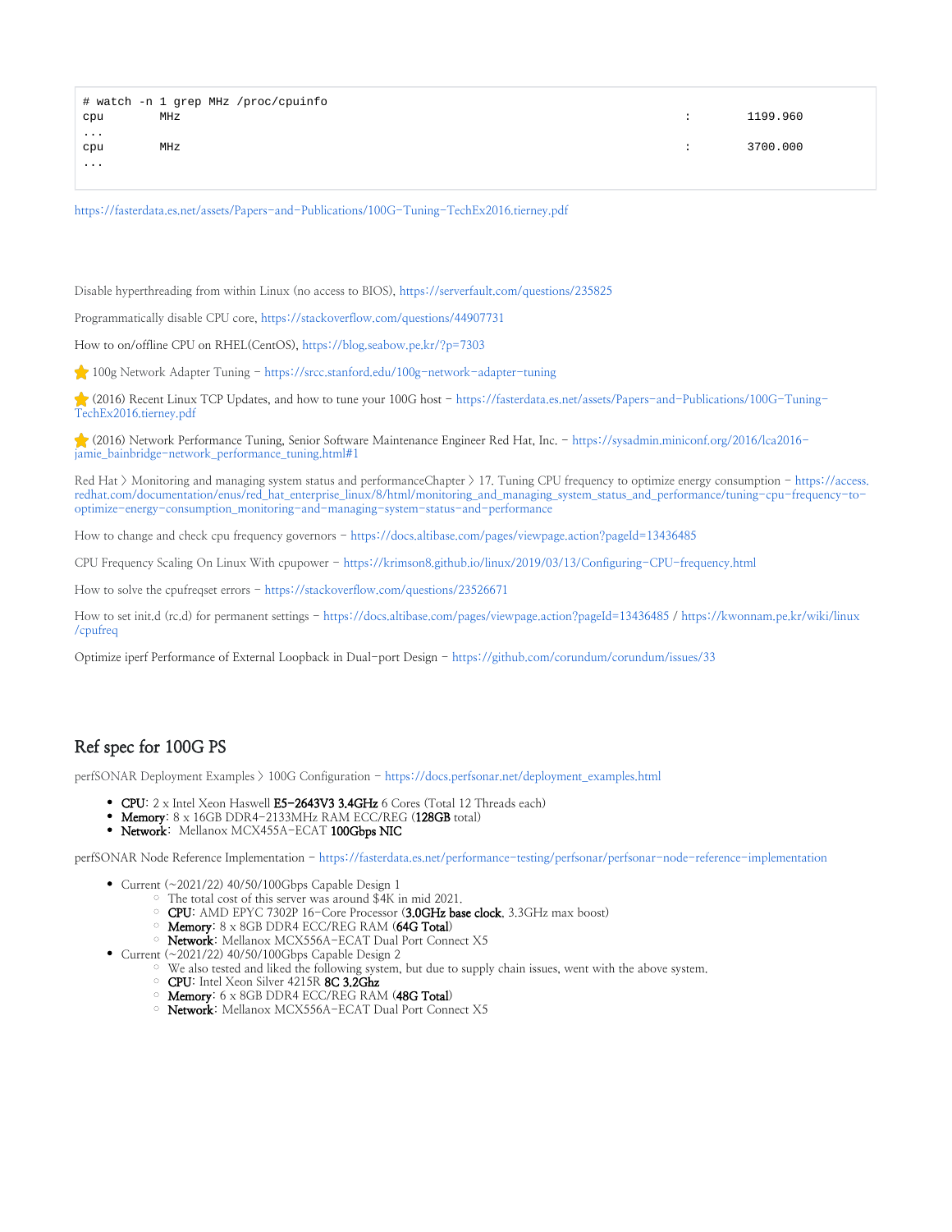```
# watch -n 1 grep MHz /proc/cpuinfo
cpu        MHz                                                                                      :        1199.960
...
cpu        MHz                                                                                      :        3700.000
...
```

https://fasterdata.es.net/assets/Papers-and-Publications/100G-Tuning-TechEx2016.tierney.pdf

Disable hyperthreading from within Linux (no access to BIOS), https://serverfault.com/questions/235825

Programmatically disable CPU core, https://stackoverflow.com/questions/44907731

How to on/offline CPU on RHEL(CentOS), https://blog.seabow.pe.kr/?p=7303

⭐ 100g Network Adapter Tuning - https://srcc.stanford.edu/100g-network-adapter-tuning

⭐ (2016) Recent Linux TCP Updates, and how to tune your 100G host - https://fasterdata.es.net/assets/Papers-and-Publications/100G-Tuning-TechEx2016.tierney.pdf

⭐ (2016) Network Performance Tuning, Senior Software Maintenance Engineer Red Hat, Inc. - https://sysadmin.miniconf.org/2016/lca2016-jamie_bainbridge-network_performance_tuning.html#1

Red Hat > Monitoring and managing system status and performanceChapter > 17. Tuning CPU frequency to optimize energy consumption - https://access.redhat.com/documentation/enus/red_hat_enterprise_linux/8/html/monitoring_and_managing_system_status_and_performance/tuning-cpu-frequency-to-optimize-energy-consumption_monitoring-and-managing-system-status-and-performance

How to change and check cpu frequency governors - https://docs.altibase.com/pages/viewpage.action?pageId=13436485

CPU Frequency Scaling On Linux With cpupower - https://krimson8.github.io/linux/2019/03/13/Configuring-CPU-frequency.html

How to solve the cpufreqset errors - https://stackoverflow.com/questions/23526671

How to set init.d (rc.d) for permanent settings - https://docs.altibase.com/pages/viewpage.action?pageId=13436485 / https://kwonnam.pe.kr/wiki/linux/cpufreq

Optimize iperf Performance of External Loopback in Dual-port Design - https://github.com/corundum/corundum/issues/33

## Ref spec for 100G PS

perfSONAR Deployment Examples > 100G Configuration - https://docs.perfsonar.net/deployment_examples.html

- **CPU**: 2 x Intel Xeon Haswell **E5-2643V3 3.4GHz** 6 Cores (Total 12 Threads each)
- **Memory**: 8 x 16GB DDR4-2133MHz RAM ECC/REG (**128GB** total)
- **Network**: Mellanox MCX455A-ECAT **100Gbps NIC**

perfSONAR Node Reference Implementation - https://fasterdata.es.net/performance-testing/perfsonar/perfsonar-node-reference-implementation

- Current (~2021/22) 40/50/100Gbps Capable Design 1
  - The total cost of this server was around $4K in mid 2021.
  - **CPU**: AMD EPYC 7302P 16-Core Processor (**3.0GHz base clock**, 3.3GHz max boost)
  - **Memory**: 8 x 8GB DDR4 ECC/REG RAM (**64G Total**)
  - **Network**: Mellanox MCX556A-ECAT Dual Port Connect X5
- Current (~2021/22) 40/50/100Gbps Capable Design 2
  - We also tested and liked the following system, but due to supply chain issues, went with the above system.
  - **CPU**: Intel Xeon Silver 4215R **8C 3.2Ghz**
  - **Memory**: 6 x 8GB DDR4 ECC/REG RAM (**48G Total**)
  - **Network**: Mellanox MCX556A-ECAT Dual Port Connect X5